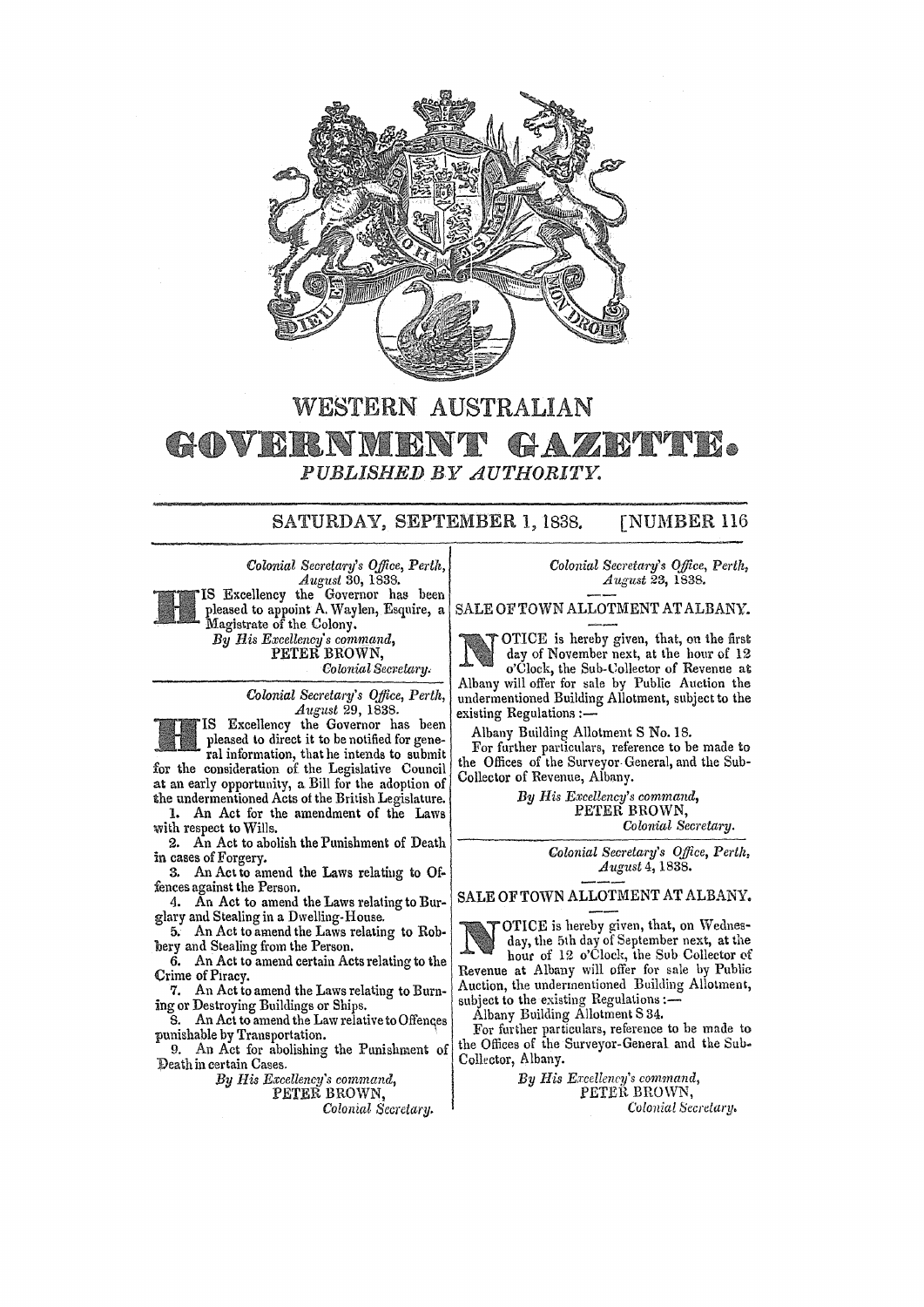# WESTERN AUSTRALIAN

# GOVERNMENT GAZETTE.

*PUBLISHED BY AUTHORITY.*

SATURDAY, SEPTEMBER 1, 1838. [NUMBER 116

*Colonial Secretary's Office, Perth,*
*August 30, 1838.*

HIS Excellency the Governor has been pleased to appoint A. Waylen, Esquire, a Magistrate of the Colony.

*By His Excellency's command,*
PETER BROWN,
*Colonial Secretary.*

---

*Colonial Secretary's Office, Perth,*
*August 29, 1838.*

HIS Excellency the Governor has been pleased to direct it to be notified for general information, that he intends to submit for the consideration of the Legislative Council at an early opportunity, a Bill for the adoption of the undermentioned Acts of the British Legislature.

1. An Act for the amendment of the Laws with respect to Wills.
2. An Act to abolish the Punishment of Death in cases of Forgery.
3. An Act to amend the Laws relating to Offences against the Person.
4. An Act to amend the Laws relating to Burglary and Stealing in a Dwelling-House.
5. An Act to amend the Laws relating to Robbery and Stealing from the Person.
6. An Act to amend certain Acts relating to the Crime of Piracy.
7. An Act to amend the Laws relating to Burning or Destroying Buildings or Ships.
8. An Act to amend the Law relative to Offences punishable by Transportation.
9. An Act for abolishing the Punishment of Death in certain Cases.

*By His Excellency's command,*
PETER BROWN,
*Colonial Secretary.*

---

*Colonial Secretary's Office, Perth,*
*August 23, 1838.*

## SALE OF TOWN ALLOTMENT AT ALBANY.

NOTICE is hereby given, that, on the first day of November next, at the hour of 12 o'Clock, the Sub-Collector of Revenue at Albany will offer for sale by Public Auction the undermentioned Building Allotment, subject to the existing Regulations :—

Albany Building Allotment S No. 18.

For further particulars, reference to be made to the Offices of the Surveyor-General, and the Sub-Collector of Revenue, Albany.

*By His Excellency's command,*
PETER BROWN,
*Colonial Secretary.*

---

*Colonial Secretary's Office, Perth,*
*August 4, 1838.*

## SALE OF TOWN ALLOTMENT AT ALBANY.

NOTICE is hereby given, that, on Wednesday, the 5th day of September next, at the hour of 12 o'Clock, the Sub Collector of Revenue at Albany will offer for sale by Public Auction, the undermentioned Building Allotment, subject to the existing Regulations :—

Albany Building Allotment S 34.

For further particulars, reference to be made to the Offices of the Surveyor-General and the Sub-Collector, Albany.

*By His Excellency's command,*
PETER BROWN,
*Colonial Secretary.*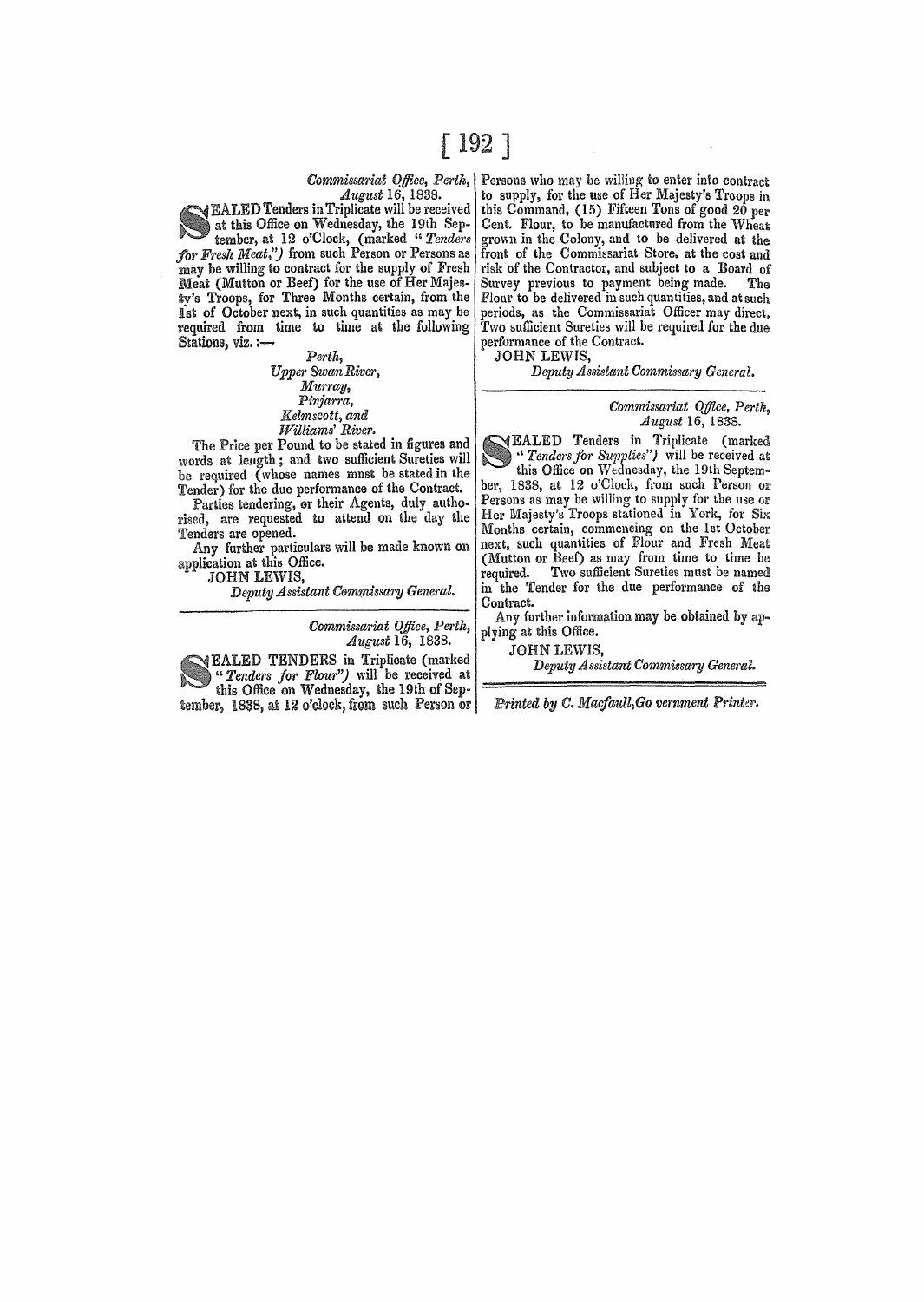*Commissariat Office, Perth,*
*August* 16, 1838.

SEALED Tenders in Triplicate will be received at this Office on Wednesday, the 19th September, at 12 o'Clock, (marked "*Tenders for Fresh Meat,*") from such Person or Persons as may be willing to contract for the supply of Fresh Meat (Mutton or Beef) for the use of Her Majesty's Troops, for Three Months certain, from the 1st of October next, in such quantities as may be required from time to time at the following Stations, viz.:—

*Perth,*
*Upper Swan River,*
*Murray,*
*Pinjarra,*
*Kelmscott, and*
*Williams' River.*

The Price per Pound to be stated in figures and words at length; and two sufficient Sureties will be required (whose names must be stated in the Tender) for the due performance of the Contract.

Parties tendering, or their Agents, duly authorised, are requested to attend on the day the Tenders are opened.

Any further particulars will be made known on application at this Office.

JOHN LEWIS,
*Deputy Assistant Commissary General.*

---

*Commissariat Office, Perth,*
*August* 16, 1838.

SEALED TENDERS in Triplicate (marked "*Tenders for Flour*") will be received at this Office on Wednesday, the 19th of September, 1838, at 12 o'clock, from such Person or Persons who may be willing to enter into contract to supply, for the use of Her Majesty's Troops in this Command, (15) Fifteen Tons of good 20 per Cent. Flour, to be manufactured from the Wheat grown in the Colony, and to be delivered at the front of the Commissariat Store, at the cost and risk of the Contractor, and subject to a Board of Survey previous to payment being made. The Flour to be delivered in such quantities, and at such periods, as the Commissariat Officer may direct. Two sufficient Sureties will be required for the due performance of the Contract.

JOHN LEWIS,
*Deputy Assistant Commissary General.*

---

*Commissariat Office, Perth,*
*August* 16, 1838.

SEALED Tenders in Triplicate (marked "*Tenders for Supplies*") will be received at this Office on Wednesday, the 19th September, 1838, at 12 o'Clock, from such Person or Persons as may be willing to supply for the use or Her Majesty's Troops stationed in York, for Six Months certain, commencing on the 1st October next, such quantities of Flour and Fresh Meat (Mutton or Beef) as may from time to time be required. Two sufficient Sureties must be named in the Tender for the due performance of the Contract.

Any further information may be obtained by applying at this Office.

JOHN LEWIS,
*Deputy Assistant Commissary General.*

---

*Printed by C. Macfaull, Government Printer.*